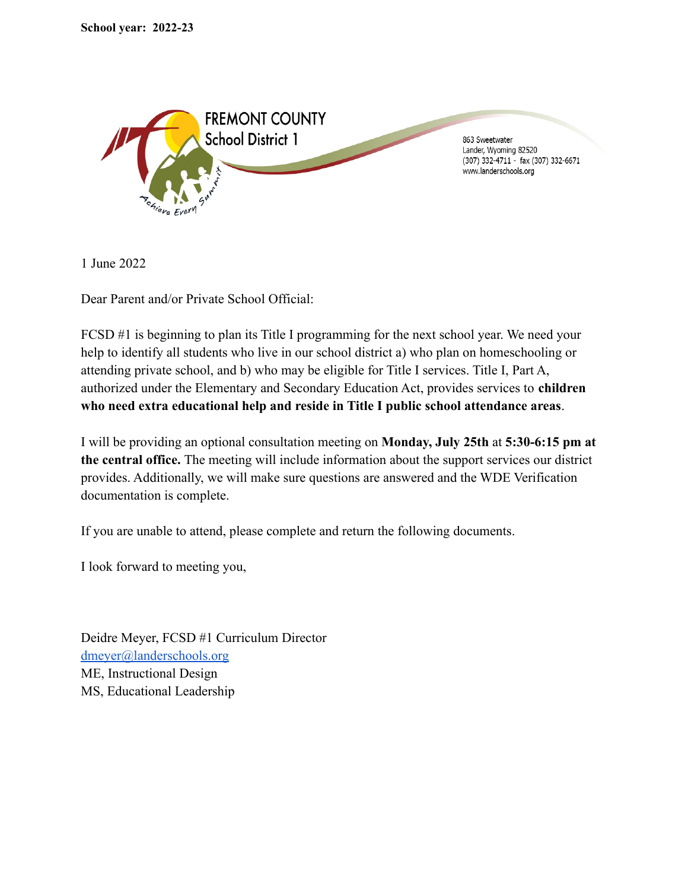**School year: 2022-23**

FREMONT COUNTY School District 1

Achieve Every Summit

863 Sweetwater
Lander, Wyoming 82520
(307) 332-4711 - fax (307) 332-6671
www.landerschools.org

1 June 2022

Dear Parent and/or Private School Official:

FCSD #1 is beginning to plan its Title I programming for the next school year. We need your help to identify all students who live in our school district a) who plan on homeschooling or attending private school, and b) who may be eligible for Title I services. Title I, Part A, authorized under the Elementary and Secondary Education Act, provides services to **children who need extra educational help and reside in Title I public school attendance areas**.

I will be providing an optional consultation meeting on **Monday, July 25th** at **5:30-6:15 pm at the central office.** The meeting will include information about the support services our district provides. Additionally, we will make sure questions are answered and the WDE Verification documentation is complete.

If you are unable to attend, please complete and return the following documents.

I look forward to meeting you,

Deidre Meyer, FCSD #1 Curriculum Director
dmeyer@landerschools.org
ME, Instructional Design
MS, Educational Leadership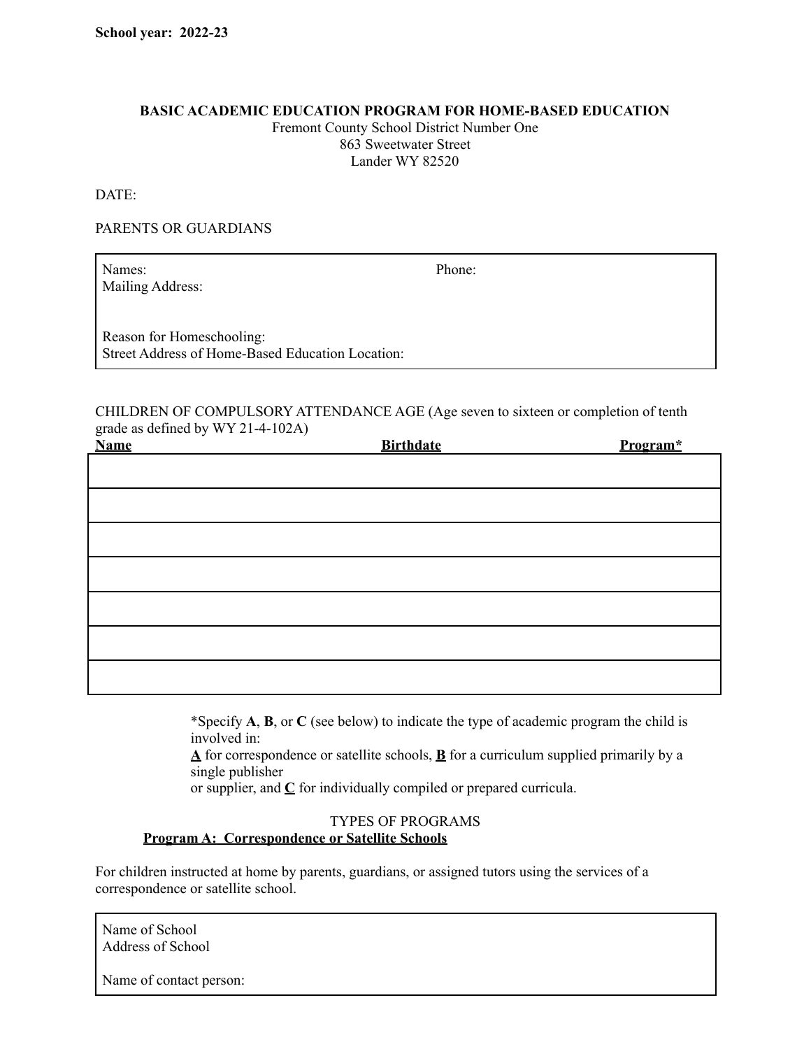**School year: 2022-23**

**BASIC ACADEMIC EDUCATION PROGRAM FOR HOME-BASED EDUCATION**

Fremont County School District Number One
863 Sweetwater Street
Lander WY 82520

DATE:

PARENTS OR GUARDIANS

| Names: | Phone: |
|---|---|
| Mailing Address: | |
| Reason for Homeschooling: | |
| Street Address of Home-Based Education Location: | |

CHILDREN OF COMPULSORY ATTENDANCE AGE (Age seven to sixteen or completion of tenth grade as defined by WY 21-4-102A)

| **Name** | **Birthdate** | **Program*** |
|---|---|---|
| | | |
| | | |
| | | |
| | | |
| | | |
| | | |
| | | |

*Specify **A**, **B**, or **C** (see below) to indicate the type of academic program the child is involved in:
**A** for correspondence or satellite schools, **B** for a curriculum supplied primarily by a single publisher
or supplier, and **C** for individually compiled or prepared curricula.

TYPES OF PROGRAMS

**Program A: Correspondence or Satellite Schools**

For children instructed at home by parents, guardians, or assigned tutors using the services of a correspondence or satellite school.

| Name of School |
|---|
| Address of School |
| Name of contact person: |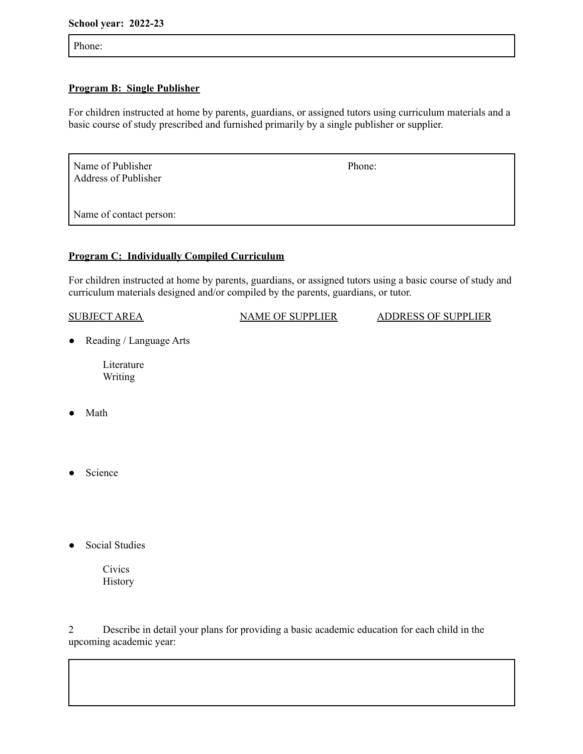**School year: 2022-23**

Phone:

**Program B: Single Publisher**

For children instructed at home by parents, guardians, or assigned tutors using curriculum materials and a basic course of study prescribed and furnished primarily by a single publisher or supplier.

Name of Publisher　　　　　　　　　　　　　　Phone:
Address of Publisher

Name of contact person:

**Program C: Individually Compiled Curriculum**

For children instructed at home by parents, guardians, or assigned tutors using a basic course of study and curriculum materials designed and/or compiled by the parents, guardians, or tutor.

| SUBJECT AREA | NAME OF SUPPLIER | ADDRESS OF SUPPLIER |
|---|---|---|
| ● Reading / Language Arts | | |
| Literature | | |
| Writing | | |
| ● Math | | |
| ● Science | | |
| ● Social Studies | | |
| Civics | | |
| History | | |

2 Describe in detail your plans for providing a basic academic education for each child in the upcoming academic year: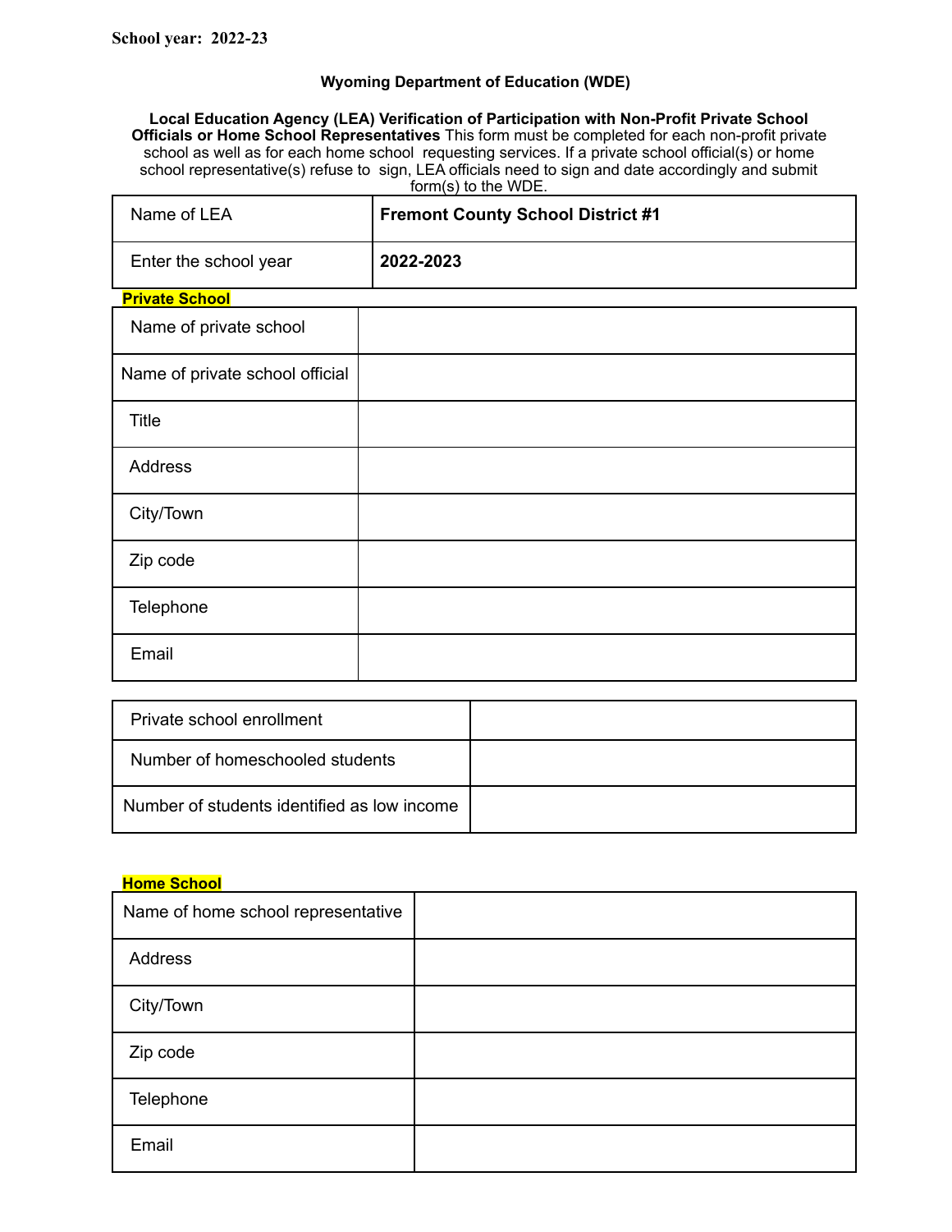**School year: 2022-23**

**Wyoming Department of Education (WDE)**

**Local Education Agency (LEA) Verification of Participation with Non-Profit Private School Officials or Home School Representatives** This form must be completed for each non-profit private school as well as for each home school requesting services. If a private school official(s) or home school representative(s) refuse to sign, LEA officials need to sign and date accordingly and submit form(s) to the WDE.

| | |
|---|---|
| Name of LEA | **Fremont County School District #1** |
| Enter the school year | **2022-2023** |

**Private School**

| | |
|---|---|
| Name of private school | |
| Name of private school official | |
| Title | |
| Address | |
| City/Town | |
| Zip code | |
| Telephone | |
| Email | |

| | |
|---|---|
| Private school enrollment | |
| Number of homeschooled students | |
| Number of students identified as low income | |

**Home School**

| | |
|---|---|
| Name of home school representative | |
| Address | |
| City/Town | |
| Zip code | |
| Telephone | |
| Email | |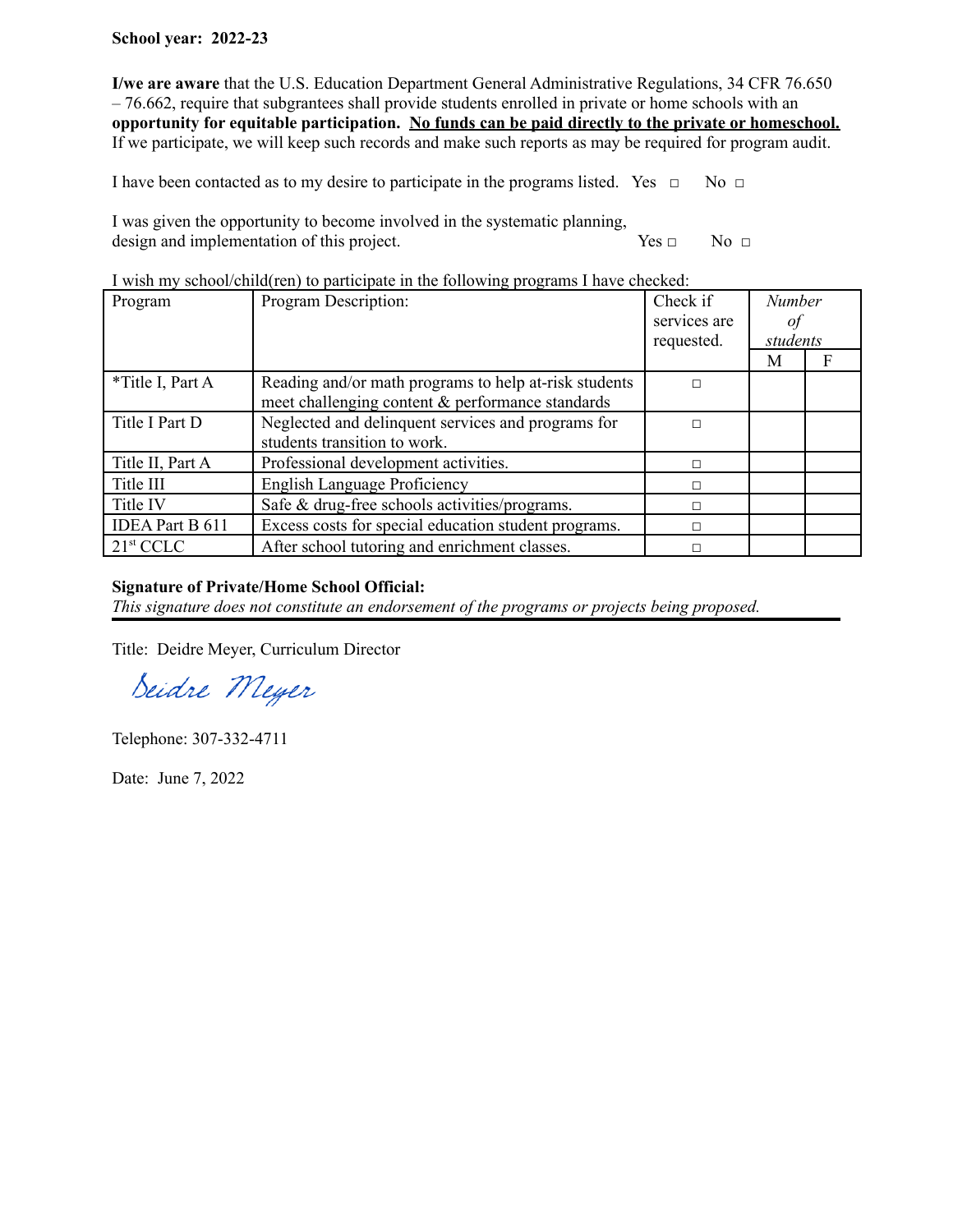**School year: 2022-23**

**I/we are aware** that the U.S. Education Department General Administrative Regulations, 34 CFR 76.650 – 76.662, require that subgrantees shall provide students enrolled in private or home schools with an **opportunity for equitable participation.** **No funds can be paid directly to the private or homeschool.** If we participate, we will keep such records and make such reports as may be required for program audit.

I have been contacted as to my desire to participate in the programs listed. Yes □ No □

I was given the opportunity to become involved in the systematic planning, design and implementation of this project. Yes □ No □

I wish my school/child(ren) to participate in the following programs I have checked:

| Program | Program Description: | Check if services are requested. | *Number of students* | |
|---|---|---|---|---|
| | | | M | F |
| *Title I, Part A | Reading and/or math programs to help at-risk students meet challenging content & performance standards | □ | | |
| Title I Part D | Neglected and delinquent services and programs for students transition to work. | □ | | |
| Title II, Part A | Professional development activities. | □ | | |
| Title III | English Language Proficiency | □ | | |
| Title IV | Safe & drug-free schools activities/programs. | □ | | |
| IDEA Part B 611 | Excess costs for special education student programs. | □ | | |
| 21st CCLC | After school tutoring and enrichment classes. | □ | | |

**Signature of Private/Home School Official:**
*This signature does not constitute an endorsement of the programs or projects being proposed.*

Title: Deidre Meyer, Curriculum Director

Deidre Meyer

Telephone: 307-332-4711

Date: June 7, 2022